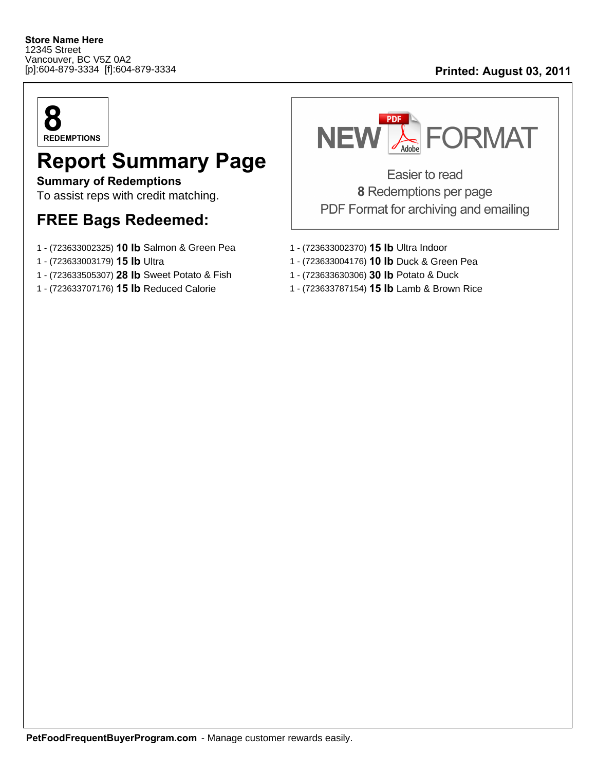**Store Name Here**
12345 Street
Vancouver, BC V5Z 0A2
[p]:604-879-3334 [f]:604-879-3334

**Printed: August 03, 2011**

**8**
**REDEMPTIONS**

# Report Summary Page

**Summary of Redemptions**
To assist reps with credit matching.

## FREE Bags Redeemed:

NEW FORMAT

Easier to read
**8** Redemptions per page
PDF Format for archiving and emailing

- 1 - (723633002325) **10 lb** Salmon & Green Pea
- 1 - (723633003179) **15 lb** Ultra
- 1 - (723633505307) **28 lb** Sweet Potato & Fish
- 1 - (723633707176) **15 lb** Reduced Calorie
- 1 - (723633002370) **15 lb** Ultra Indoor
- 1 - (723633004176) **10 lb** Duck & Green Pea
- 1 - (723633630306) **30 lb** Potato & Duck
- 1 - (723633787154) **15 lb** Lamb & Brown Rice

**PetFoodFrequentBuyerProgram.com** - Manage customer rewards easily.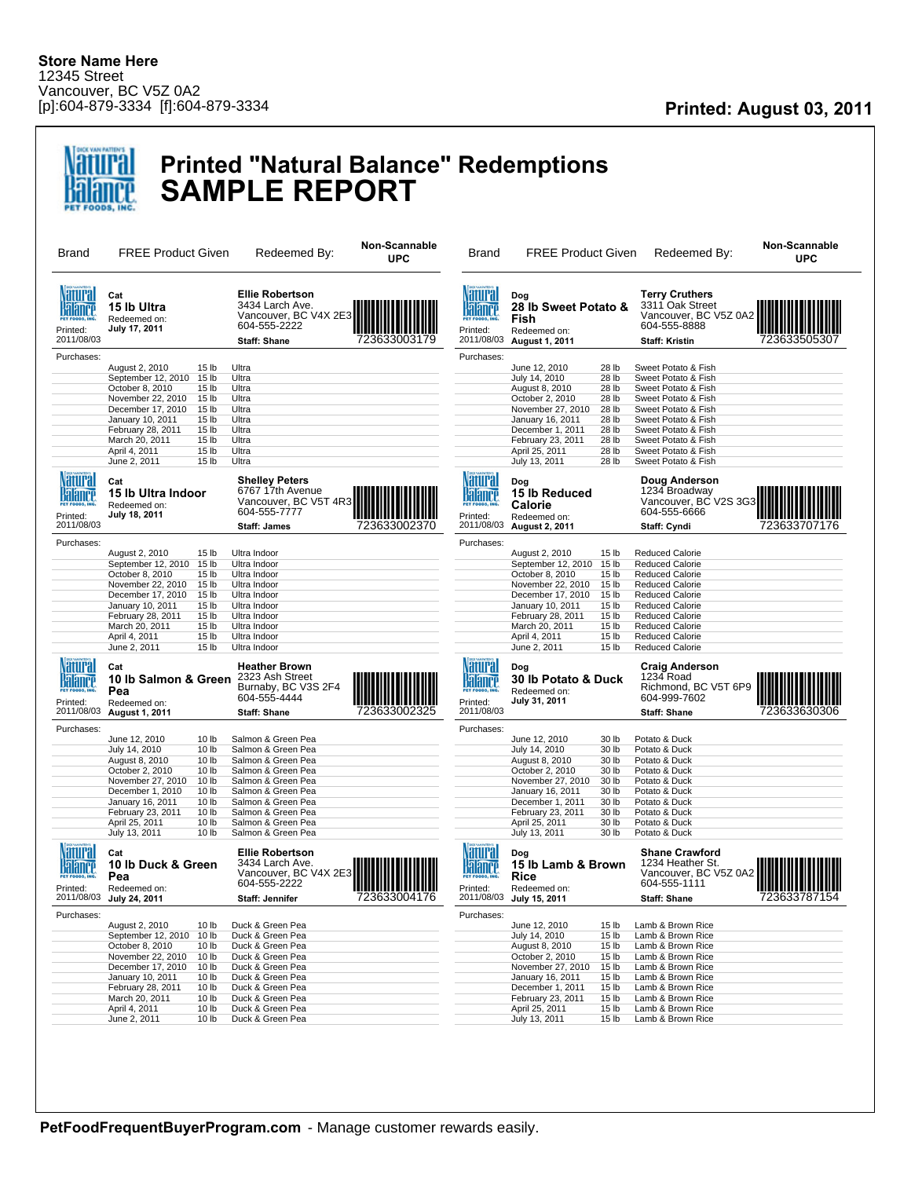**Store Name Here**
12345 Street
Vancouver, BC V5Z 0A2
[p]:604-879-3334 [f]:604-879-3334

**Printed: August 03, 2011**

# Printed "Natural Balance" Redemptions
# SAMPLE REPORT

| Brand | FREE Product Given | Redeemed By: | Non-Scannable UPC |
|---|---|---|---|
| Natural Balance, Printed: 2011/08/03 | Cat, **15 lb Ultra**, Redeemed on: **July 17, 2011** | **Ellie Robertson**, 3434 Larch Ave., Vancouver, BC V4X 2E3, 604-555-2222, **Staff: Shane** | 723633003179 |

Purchases:

| Date | Size | Product |
|---|---|---|
| August 2, 2010 | 15 lb | Ultra |
| September 12, 2010 | 15 lb | Ultra |
| October 8, 2010 | 15 lb | Ultra |
| November 22, 2010 | 15 lb | Ultra |
| December 17, 2010 | 15 lb | Ultra |
| January 10, 2011 | 15 lb | Ultra |
| February 28, 2011 | 15 lb | Ultra |
| March 20, 2011 | 15 lb | Ultra |
| April 4, 2011 | 15 lb | Ultra |
| June 2, 2011 | 15 lb | Ultra |

| Brand | FREE Product Given | Redeemed By: | Non-Scannable UPC |
|---|---|---|---|
| Natural Balance, Printed: 2011/08/03 | Cat, **15 lb Ultra Indoor**, Redeemed on: **July 18, 2011** | **Shelley Peters**, 6767 17th Avenue, Vancouver, BC V5T 4R3, 604-555-7777, **Staff: James** | 723633002370 |

Purchases:

| Date | Size | Product |
|---|---|---|
| August 2, 2010 | 15 lb | Ultra Indoor |
| September 12, 2010 | 15 lb | Ultra Indoor |
| October 8, 2010 | 15 lb | Ultra Indoor |
| November 22, 2010 | 15 lb | Ultra Indoor |
| December 17, 2010 | 15 lb | Ultra Indoor |
| January 10, 2011 | 15 lb | Ultra Indoor |
| February 28, 2011 | 15 lb | Ultra Indoor |
| March 20, 2011 | 15 lb | Ultra Indoor |
| April 4, 2011 | 15 lb | Ultra Indoor |
| June 2, 2011 | 15 lb | Ultra Indoor |

| Brand | FREE Product Given | Redeemed By: | Non-Scannable UPC |
|---|---|---|---|
| Natural Balance, Printed: 2011/08/03 | Cat, **10 lb Salmon & Green Pea**, Redeemed on: **August 1, 2011** | **Heather Brown**, 2323 Ash Street, Burnaby, BC V3S 2F4, 604-555-4444, **Staff: Shane** | 723633002325 |

Purchases:

| Date | Size | Product |
|---|---|---|
| June 12, 2010 | 10 lb | Salmon & Green Pea |
| July 14, 2010 | 10 lb | Salmon & Green Pea |
| August 8, 2010 | 10 lb | Salmon & Green Pea |
| October 2, 2010 | 10 lb | Salmon & Green Pea |
| November 27, 2010 | 10 lb | Salmon & Green Pea |
| December 1, 2010 | 10 lb | Salmon & Green Pea |
| January 16, 2011 | 10 lb | Salmon & Green Pea |
| February 23, 2011 | 10 lb | Salmon & Green Pea |
| April 25, 2011 | 10 lb | Salmon & Green Pea |
| July 13, 2011 | 10 lb | Salmon & Green Pea |

| Brand | FREE Product Given | Redeemed By: | Non-Scannable UPC |
|---|---|---|---|
| Natural Balance, Printed: 2011/08/03 | Cat, **10 lb Duck & Green Pea**, Redeemed on: **July 24, 2011** | **Ellie Robertson**, 3434 Larch Ave., Vancouver, BC V4X 2E3, 604-555-2222, **Staff: Jennifer** | 723633004176 |

Purchases:

| Date | Size | Product |
|---|---|---|
| August 2, 2010 | 10 lb | Duck & Green Pea |
| September 12, 2010 | 10 lb | Duck & Green Pea |
| October 8, 2010 | 10 lb | Duck & Green Pea |
| November 22, 2010 | 10 lb | Duck & Green Pea |
| December 17, 2010 | 10 lb | Duck & Green Pea |
| January 10, 2011 | 10 lb | Duck & Green Pea |
| February 28, 2011 | 10 lb | Duck & Green Pea |
| March 20, 2011 | 10 lb | Duck & Green Pea |
| April 4, 2011 | 10 lb | Duck & Green Pea |
| June 2, 2011 | 10 lb | Duck & Green Pea |

| Brand | FREE Product Given | Redeemed By: | Non-Scannable UPC |
|---|---|---|---|
| Natural Balance, Printed: 2011/08/03 | Dog, **28 lb Sweet Potato & Fish**, Redeemed on: **August 1, 2011** | **Terry Cruthers**, 3311 Oak Street, Vancouver, BC V5Z 0A2, 604-555-8888, **Staff: Kristin** | 723633505307 |

Purchases:

| Date | Size | Product |
|---|---|---|
| June 12, 2010 | 28 lb | Sweet Potato & Fish |
| July 14, 2010 | 28 lb | Sweet Potato & Fish |
| August 8, 2010 | 28 lb | Sweet Potato & Fish |
| October 2, 2010 | 28 lb | Sweet Potato & Fish |
| November 27, 2010 | 28 lb | Sweet Potato & Fish |
| January 16, 2011 | 28 lb | Sweet Potato & Fish |
| December 1, 2011 | 28 lb | Sweet Potato & Fish |
| February 23, 2011 | 28 lb | Sweet Potato & Fish |
| April 25, 2011 | 28 lb | Sweet Potato & Fish |
| July 13, 2011 | 28 lb | Sweet Potato & Fish |

| Brand | FREE Product Given | Redeemed By: | Non-Scannable UPC |
|---|---|---|---|
| Natural Balance, Printed: 2011/08/03 | Dog, **15 lb Reduced Calorie**, Redeemed on: **August 2, 2011** | **Doug Anderson**, 1234 Broadway, Vancouver, BC V2S 3G3, 604-555-6666, **Staff: Cyndi** | 723633707176 |

Purchases:

| Date | Size | Product |
|---|---|---|
| August 2, 2010 | 15 lb | Reduced Calorie |
| September 12, 2010 | 15 lb | Reduced Calorie |
| October 8, 2010 | 15 lb | Reduced Calorie |
| November 22, 2010 | 15 lb | Reduced Calorie |
| December 17, 2010 | 15 lb | Reduced Calorie |
| January 10, 2011 | 15 lb | Reduced Calorie |
| February 28, 2011 | 15 lb | Reduced Calorie |
| March 20, 2011 | 15 lb | Reduced Calorie |
| April 4, 2011 | 15 lb | Reduced Calorie |
| June 2, 2011 | 15 lb | Reduced Calorie |

| Brand | FREE Product Given | Redeemed By: | Non-Scannable UPC |
|---|---|---|---|
| Natural Balance, Printed: 2011/08/03 | Dog, **30 lb Potato & Duck**, Redeemed on: **July 31, 2011** | **Craig Anderson**, 1234 Road, Richmond, BC V5T 6P9, 604-999-7602, **Staff: Shane** | 723633630306 |

Purchases:

| Date | Size | Product |
|---|---|---|
| June 12, 2010 | 30 lb | Potato & Duck |
| July 14, 2010 | 30 lb | Potato & Duck |
| August 8, 2010 | 30 lb | Potato & Duck |
| October 2, 2010 | 30 lb | Potato & Duck |
| November 27, 2010 | 30 lb | Potato & Duck |
| January 16, 2011 | 30 lb | Potato & Duck |
| December 1, 2011 | 30 lb | Potato & Duck |
| February 23, 2011 | 30 lb | Potato & Duck |
| April 25, 2011 | 30 lb | Potato & Duck |
| July 13, 2011 | 30 lb | Potato & Duck |

| Brand | FREE Product Given | Redeemed By: | Non-Scannable UPC |
|---|---|---|---|
| Natural Balance, Printed: 2011/08/03 | Dog, **15 lb Lamb & Brown Rice**, Redeemed on: **July 15, 2011** | **Shane Crawford**, 1234 Heather St., Vancouver, BC V5Z 0A2, 604-555-1111, **Staff: Shane** | 723633787154 |

Purchases:

| Date | Size | Product |
|---|---|---|
| June 12, 2010 | 15 lb | Lamb & Brown Rice |
| July 14, 2010 | 15 lb | Lamb & Brown Rice |
| August 8, 2010 | 15 lb | Lamb & Brown Rice |
| October 2, 2010 | 15 lb | Lamb & Brown Rice |
| November 27, 2010 | 15 lb | Lamb & Brown Rice |
| January 16, 2011 | 15 lb | Lamb & Brown Rice |
| December 1, 2011 | 15 lb | Lamb & Brown Rice |
| February 23, 2011 | 15 lb | Lamb & Brown Rice |
| April 25, 2011 | 15 lb | Lamb & Brown Rice |
| July 13, 2011 | 15 lb | Lamb & Brown Rice |

**PetFoodFrequentBuyerProgram.com** - Manage customer rewards easily.